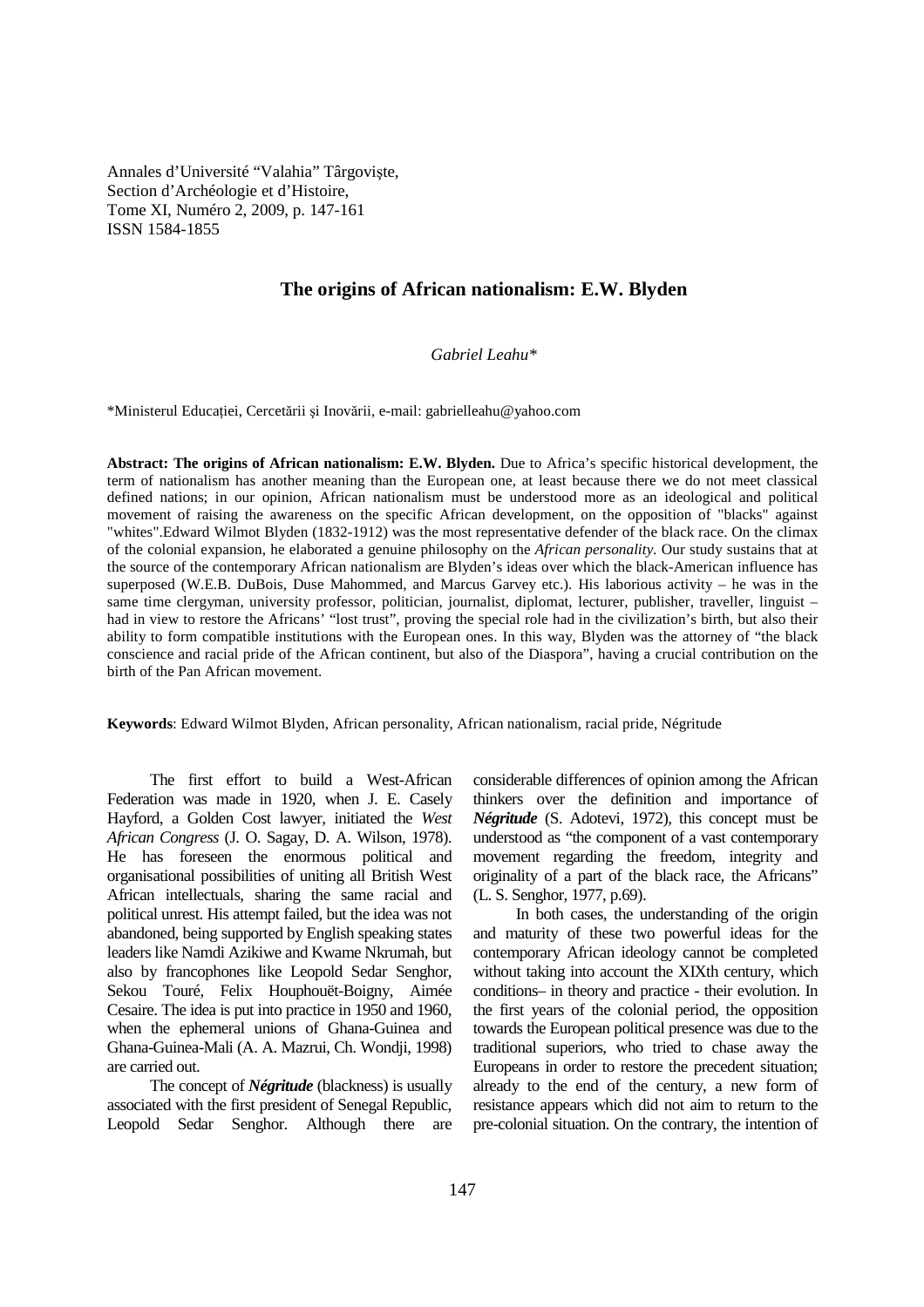Annales d'Université "Valahia" Târgovişte,
Section d'Archéologie et d'Histoire,
Tome XI, Numéro 2, 2009, p. 147-161
ISSN 1584-1855

# The origins of African nationalism: E.W. Blyden

*Gabriel Leahu**

*Ministerul Educației, Cercetării și Inovării, e-mail: gabrielleahu@yahoo.com

**Abstract: The origins of African nationalism: E.W. Blyden.** Due to Africa's specific historical development, the term of nationalism has another meaning than the European one, at least because there we do not meet classical defined nations; in our opinion, African nationalism must be understood more as an ideological and political movement of raising the awareness on the specific African development, on the opposition of "blacks" against "whites".Edward Wilmot Blyden (1832-1912) was the most representative defender of the black race. On the climax of the colonial expansion, he elaborated a genuine philosophy on the *African personality*. Our study sustains that at the source of the contemporary African nationalism are Blyden's ideas over which the black-American influence has superposed (W.E.B. DuBois, Duse Mahommed, and Marcus Garvey etc.). His laborious activity – he was in the same time clergyman, university professor, politician, journalist, diplomat, lecturer, publisher, traveller, linguist – had in view to restore the Africans' "lost trust", proving the special role had in the civilization's birth, but also their ability to form compatible institutions with the European ones. In this way, Blyden was the attorney of "the black conscience and racial pride of the African continent, but also of the Diaspora", having a crucial contribution on the birth of the Pan African movement.

**Keywords**: Edward Wilmot Blyden, African personality, African nationalism, racial pride, Négritude

The first effort to build a West-African Federation was made in 1920, when J. E. Casely Hayford, a Golden Cost lawyer, initiated the *West African Congress* (J. O. Sagay, D. A. Wilson, 1978). He has foreseen the enormous political and organisational possibilities of uniting all British West African intellectuals, sharing the same racial and political unrest. His attempt failed, but the idea was not abandoned, being supported by English speaking states leaders like Namdi Azikiwe and Kwame Nkrumah, but also by francophones like Leopold Sedar Senghor, Sekou Touré, Felix Houphouët-Boigny, Aimée Cesaire. The idea is put into practice in 1950 and 1960, when the ephemeral unions of Ghana-Guinea and Ghana-Guinea-Mali (A. A. Mazrui, Ch. Wondji, 1998) are carried out.

The concept of ***Négritude*** (blackness) is usually associated with the first president of Senegal Republic, Leopold Sedar Senghor. Although there are considerable differences of opinion among the African thinkers over the definition and importance of ***Négritude*** (S. Adotevi, 1972), this concept must be understood as "the component of a vast contemporary movement regarding the freedom, integrity and originality of a part of the black race, the Africans" (L. S. Senghor, 1977, p.69).

In both cases, the understanding of the origin and maturity of these two powerful ideas for the contemporary African ideology cannot be completed without taking into account the XIXth century, which conditions– in theory and practice - their evolution. In the first years of the colonial period, the opposition towards the European political presence was due to the traditional superiors, who tried to chase away the Europeans in order to restore the precedent situation; already to the end of the century, a new form of resistance appears which did not aim to return to the pre-colonial situation. On the contrary, the intention of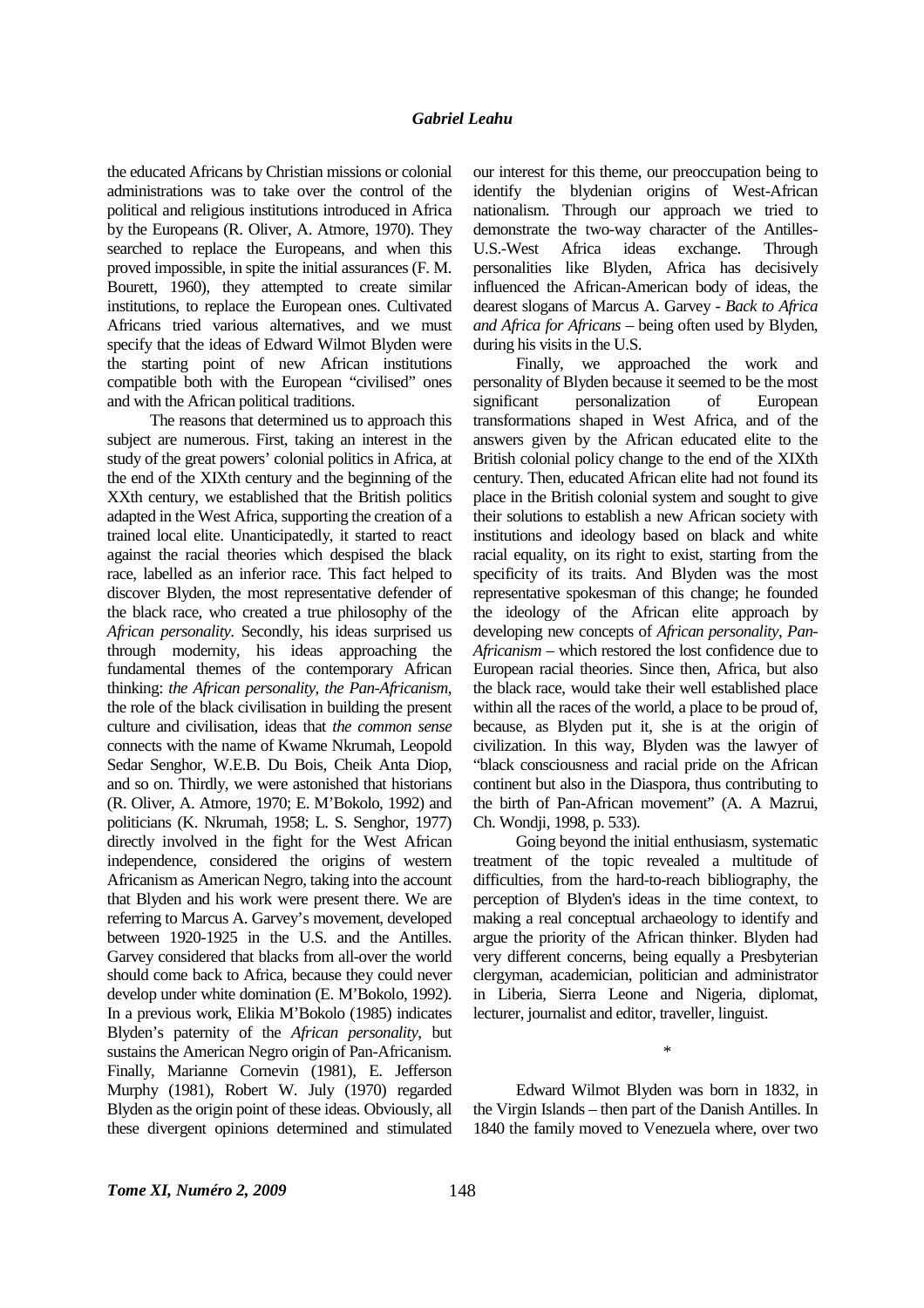the educated Africans by Christian missions or colonial administrations was to take over the control of the political and religious institutions introduced in Africa by the Europeans (R. Oliver, A. Atmore, 1970). They searched to replace the Europeans, and when this proved impossible, in spite the initial assurances (F. M. Bourett, 1960), they attempted to create similar institutions, to replace the European ones. Cultivated Africans tried various alternatives, and we must specify that the ideas of Edward Wilmot Blyden were the starting point of new African institutions compatible both with the European "civilised" ones and with the African political traditions.

The reasons that determined us to approach this subject are numerous. First, taking an interest in the study of the great powers' colonial politics in Africa, at the end of the XIXth century and the beginning of the XXth century, we established that the British politics adapted in the West Africa, supporting the creation of a trained local elite. Unanticipatedly, it started to react against the racial theories which despised the black race, labelled as an inferior race. This fact helped to discover Blyden, the most representative defender of the black race, who created a true philosophy of the *African personality*. Secondly, his ideas surprised us through modernity, his ideas approaching the fundamental themes of the contemporary African thinking: *the African personality*, *the Pan-Africanism*, the role of the black civilisation in building the present culture and civilisation, ideas that *the common sense* connects with the name of Kwame Nkrumah, Leopold Sedar Senghor, W.E.B. Du Bois, Cheik Anta Diop, and so on. Thirdly, we were astonished that historians (R. Oliver, A. Atmore, 1970; E. M'Bokolo, 1992) and politicians (K. Nkrumah, 1958; L. S. Senghor, 1977) directly involved in the fight for the West African independence, considered the origins of western Africanism as American Negro, taking into the account that Blyden and his work were present there. We are referring to Marcus A. Garvey's movement, developed between 1920-1925 in the U.S. and the Antilles. Garvey considered that blacks from all-over the world should come back to Africa, because they could never develop under white domination (E. M'Bokolo, 1992). In a previous work, Elikia M'Bokolo (1985) indicates Blyden's paternity of the *African personality*, but sustains the American Negro origin of Pan-Africanism. Finally, Marianne Cornevin (1981), E. Jefferson Murphy (1981), Robert W. July (1970) regarded Blyden as the origin point of these ideas. Obviously, all these divergent opinions determined and stimulated our interest for this theme, our preoccupation being to identify the blydenian origins of West-African nationalism. Through our approach we tried to demonstrate the two-way character of the Antilles-U.S.-West Africa ideas exchange. Through personalities like Blyden, Africa has decisively influenced the African-American body of ideas, the dearest slogans of Marcus A. Garvey - *Back to Africa and Africa for Africans* – being often used by Blyden, during his visits in the U.S.

Finally, we approached the work and personality of Blyden because it seemed to be the most significant personalization of European transformations shaped in West Africa, and of the answers given by the African educated elite to the British colonial policy change to the end of the XIXth century. Then, educated African elite had not found its place in the British colonial system and sought to give their solutions to establish a new African society with institutions and ideology based on black and white racial equality, on its right to exist, starting from the specificity of its traits. And Blyden was the most representative spokesman of this change; he founded the ideology of the African elite approach by developing new concepts of *African personality*, *Pan-Africanism* – which restored the lost confidence due to European racial theories. Since then, Africa, but also the black race, would take their well established place within all the races of the world, a place to be proud of, because, as Blyden put it, she is at the origin of civilization. In this way, Blyden was the lawyer of "black consciousness and racial pride on the African continent but also in the Diaspora, thus contributing to the birth of Pan-African movement" (A. A Mazrui, Ch. Wondji, 1998, p. 533).

Going beyond the initial enthusiasm, systematic treatment of the topic revealed a multitude of difficulties, from the hard-to-reach bibliography, the perception of Blyden's ideas in the time context, to making a real conceptual archaeology to identify and argue the priority of the African thinker. Blyden had very different concerns, being equally a Presbyterian clergyman, academician, politician and administrator in Liberia, Sierra Leone and Nigeria, diplomat, lecturer, journalist and editor, traveller, linguist.

\*

Edward Wilmot Blyden was born in 1832, in the Virgin Islands – then part of the Danish Antilles. In 1840 the family moved to Venezuela where, over two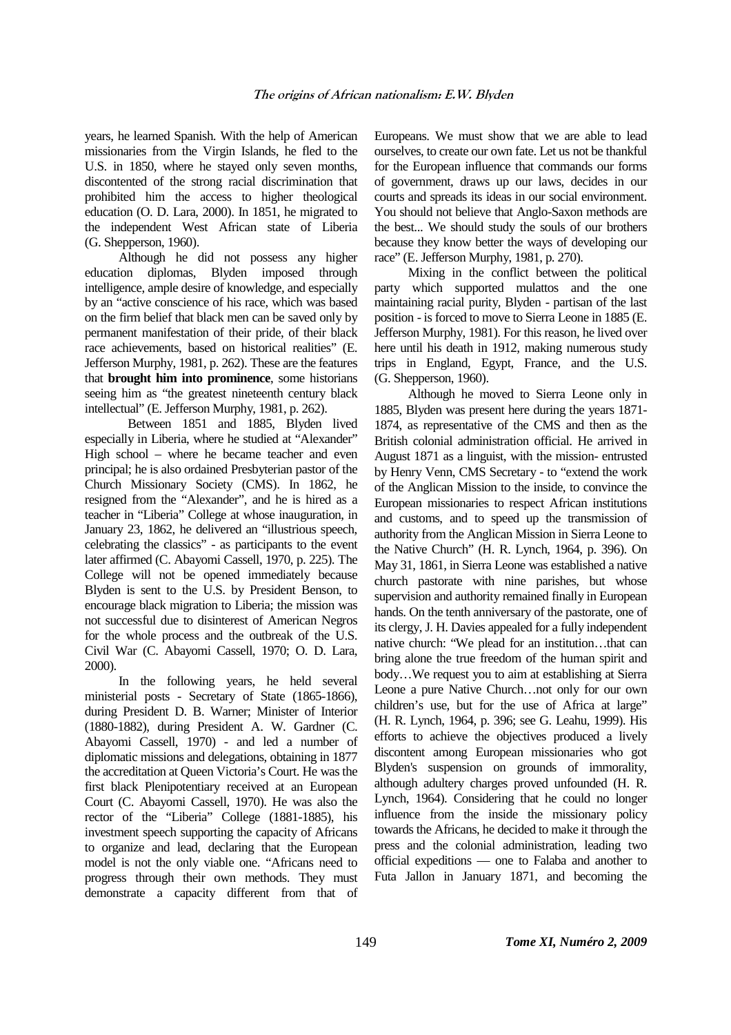years, he learned Spanish. With the help of American missionaries from the Virgin Islands, he fled to the U.S. in 1850, where he stayed only seven months, discontented of the strong racial discrimination that prohibited him the access to higher theological education (O. D. Lara, 2000). In 1851, he migrated to the independent West African state of Liberia (G. Shepperson, 1960).

Although he did not possess any higher education diplomas, Blyden imposed through intelligence, ample desire of knowledge, and especially by an "active conscience of his race, which was based on the firm belief that black men can be saved only by permanent manifestation of their pride, of their black race achievements, based on historical realities" (E. Jefferson Murphy, 1981, p. 262). These are the features that **brought him into prominence**, some historians seeing him as "the greatest nineteenth century black intellectual" (E. Jefferson Murphy, 1981, p. 262).

Between 1851 and 1885, Blyden lived especially in Liberia, where he studied at "Alexander" High school – where he became teacher and even principal; he is also ordained Presbyterian pastor of the Church Missionary Society (CMS). In 1862, he resigned from the "Alexander", and he is hired as a teacher in "Liberia" College at whose inauguration, in January 23, 1862, he delivered an "illustrious speech, celebrating the classics" - as participants to the event later affirmed (C. Abayomi Cassell, 1970, p. 225). The College will not be opened immediately because Blyden is sent to the U.S. by President Benson, to encourage black migration to Liberia; the mission was not successful due to disinterest of American Negros for the whole process and the outbreak of the U.S. Civil War (C. Abayomi Cassell, 1970; O. D. Lara, 2000).

In the following years, he held several ministerial posts - Secretary of State (1865-1866), during President D. B. Warner; Minister of Interior (1880-1882), during President A. W. Gardner (C. Abayomi Cassell, 1970) - and led a number of diplomatic missions and delegations, obtaining in 1877 the accreditation at Queen Victoria's Court. He was the first black Plenipotentiary received at an European Court (C. Abayomi Cassell, 1970). He was also the rector of the "Liberia" College (1881-1885), his investment speech supporting the capacity of Africans to organize and lead, declaring that the European model is not the only viable one. "Africans need to progress through their own methods. They must demonstrate a capacity different from that of Europeans. We must show that we are able to lead ourselves, to create our own fate. Let us not be thankful for the European influence that commands our forms of government, draws up our laws, decides in our courts and spreads its ideas in our social environment. You should not believe that Anglo-Saxon methods are the best... We should study the souls of our brothers because they know better the ways of developing our race" (E. Jefferson Murphy, 1981, p. 270).

Mixing in the conflict between the political party which supported mulattos and the one maintaining racial purity, Blyden - partisan of the last position - is forced to move to Sierra Leone in 1885 (E. Jefferson Murphy, 1981). For this reason, he lived over here until his death in 1912, making numerous study trips in England, Egypt, France, and the U.S. (G. Shepperson, 1960).

Although he moved to Sierra Leone only in 1885, Blyden was present here during the years 1871-1874, as representative of the CMS and then as the British colonial administration official. He arrived in August 1871 as a linguist, with the mission- entrusted by Henry Venn, CMS Secretary - to "extend the work of the Anglican Mission to the inside, to convince the European missionaries to respect African institutions and customs, and to speed up the transmission of authority from the Anglican Mission in Sierra Leone to the Native Church" (H. R. Lynch, 1964, p. 396). On May 31, 1861, in Sierra Leone was established a native church pastorate with nine parishes, but whose supervision and authority remained finally in European hands. On the tenth anniversary of the pastorate, one of its clergy, J. H. Davies appealed for a fully independent native church: "We plead for an institution…that can bring alone the true freedom of the human spirit and body…We request you to aim at establishing at Sierra Leone a pure Native Church…not only for our own children's use, but for the use of Africa at large" (H. R. Lynch, 1964, p. 396; see G. Leahu, 1999). His efforts to achieve the objectives produced a lively discontent among European missionaries who got Blyden's suspension on grounds of immorality, although adultery charges proved unfounded (H. R. Lynch, 1964). Considering that he could no longer influence from the inside the missionary policy towards the Africans, he decided to make it through the press and the colonial administration, leading two official expeditions — one to Falaba and another to Futa Jallon in January 1871, and becoming the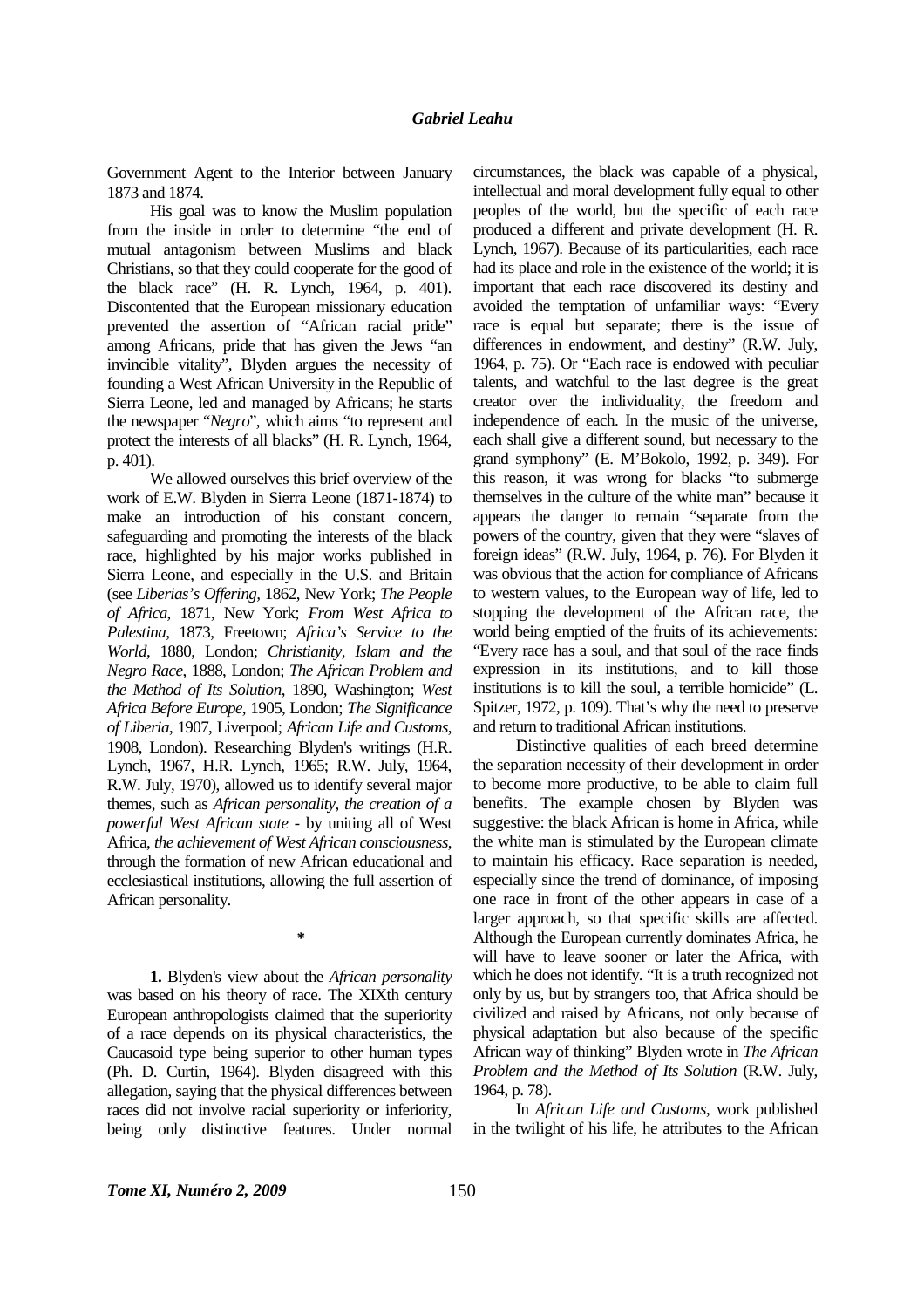Government Agent to the Interior between January 1873 and 1874.

His goal was to know the Muslim population from the inside in order to determine "the end of mutual antagonism between Muslims and black Christians, so that they could cooperate for the good of the black race" (H. R. Lynch, 1964, p. 401). Discontented that the European missionary education prevented the assertion of "African racial pride" among Africans, pride that has given the Jews "an invincible vitality", Blyden argues the necessity of founding a West African University in the Republic of Sierra Leone, led and managed by Africans; he starts the newspaper "*Negro*", which aims "to represent and protect the interests of all blacks" (H. R. Lynch, 1964, p. 401).

We allowed ourselves this brief overview of the work of E.W. Blyden in Sierra Leone (1871-1874) to make an introduction of his constant concern, safeguarding and promoting the interests of the black race, highlighted by his major works published in Sierra Leone, and especially in the U.S. and Britain (see *Liberias's Offering*, 1862, New York; *The People of Africa*, 1871, New York; *From West Africa to Palestina*, 1873, Freetown; *Africa's Service to the World*, 1880, London; *Christianity, Islam and the Negro Race*, 1888, London; *The African Problem and the Method of Its Solution*, 1890, Washington; *West Africa Before Europe*, 1905, London; *The Significance of Liberia*, 1907, Liverpool; *African Life and Customs*, 1908, London). Researching Blyden's writings (H.R. Lynch, 1967, H.R. Lynch, 1965; R.W. July, 1964, R.W. July, 1970), allowed us to identify several major themes, such as *African personality*, *the creation of a powerful West African state* - by uniting all of West Africa, *the achievement of West African consciousness*, through the formation of new African educational and ecclesiastical institutions, allowing the full assertion of African personality.

\*

**1.** Blyden's view about the *African personality* was based on his theory of race. The XIXth century European anthropologists claimed that the superiority of a race depends on its physical characteristics, the Caucasoid type being superior to other human types (Ph. D. Curtin, 1964). Blyden disagreed with this allegation, saying that the physical differences between races did not involve racial superiority or inferiority, being only distinctive features. Under normal circumstances, the black was capable of a physical, intellectual and moral development fully equal to other peoples of the world, but the specific of each race produced a different and private development (H. R. Lynch, 1967). Because of its particularities, each race had its place and role in the existence of the world; it is important that each race discovered its destiny and avoided the temptation of unfamiliar ways: "Every race is equal but separate; there is the issue of differences in endowment, and destiny" (R.W. July, 1964, p. 75). Or "Each race is endowed with peculiar talents, and watchful to the last degree is the great creator over the individuality, the freedom and independence of each. In the music of the universe, each shall give a different sound, but necessary to the grand symphony" (E. M'Bokolo, 1992, p. 349). For this reason, it was wrong for blacks "to submerge themselves in the culture of the white man" because it appears the danger to remain "separate from the powers of the country, given that they were "slaves of foreign ideas" (R.W. July, 1964, p. 76). For Blyden it was obvious that the action for compliance of Africans to western values, to the European way of life, led to stopping the development of the African race, the world being emptied of the fruits of its achievements: "Every race has a soul, and that soul of the race finds expression in its institutions, and to kill those institutions is to kill the soul, a terrible homicide" (L. Spitzer, 1972, p. 109). That's why the need to preserve and return to traditional African institutions.

Distinctive qualities of each breed determine the separation necessity of their development in order to become more productive, to be able to claim full benefits. The example chosen by Blyden was suggestive: the black African is home in Africa, while the white man is stimulated by the European climate to maintain his efficacy. Race separation is needed, especially since the trend of dominance, of imposing one race in front of the other appears in case of a larger approach, so that specific skills are affected. Although the European currently dominates Africa, he will have to leave sooner or later the Africa, with which he does not identify. "It is a truth recognized not only by us, but by strangers too, that Africa should be civilized and raised by Africans, not only because of physical adaptation but also because of the specific African way of thinking" Blyden wrote in *The African Problem and the Method of Its Solution* (R.W. July, 1964, p. 78).

In *African Life and Customs*, work published in the twilight of his life, he attributes to the African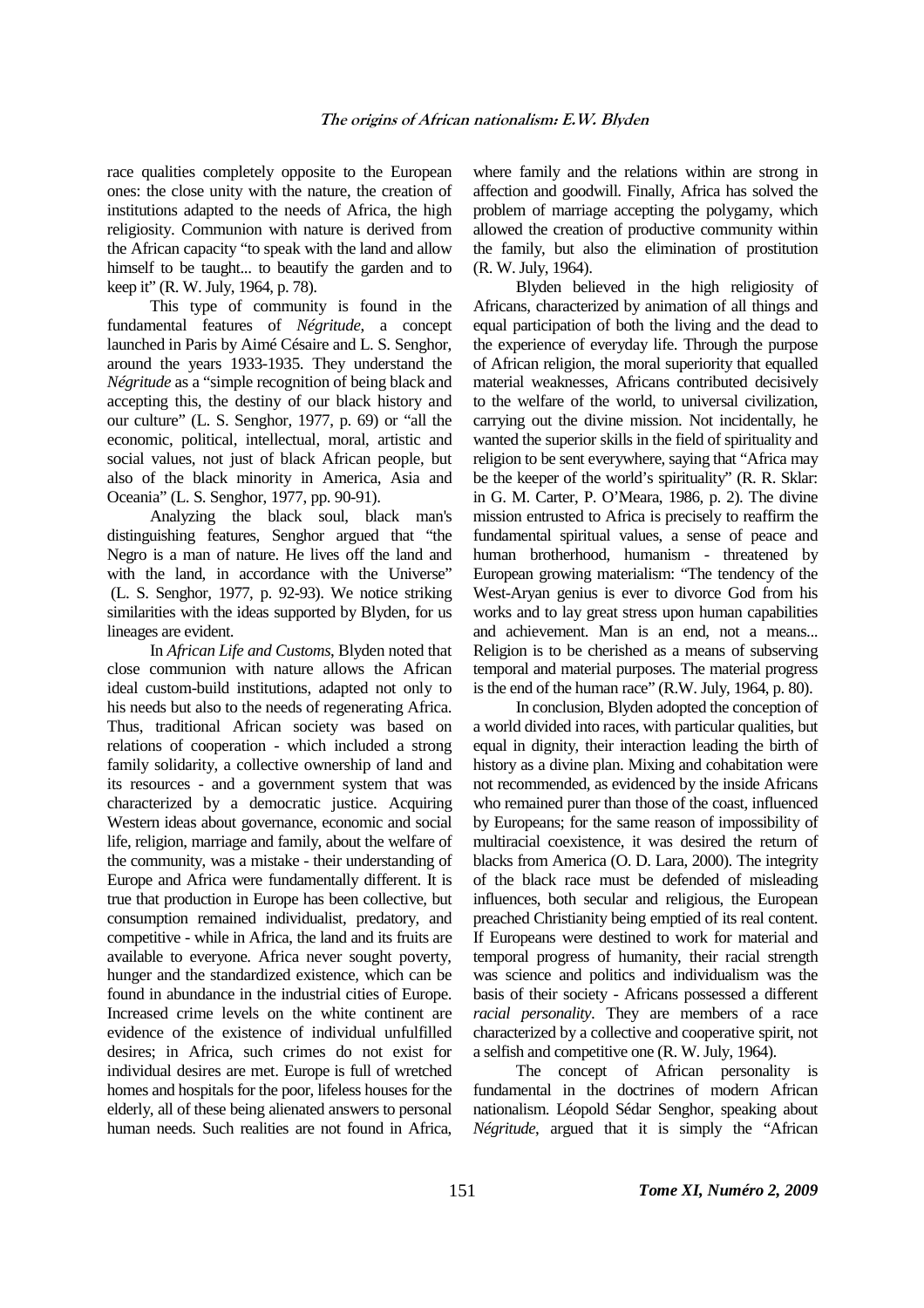race qualities completely opposite to the European ones: the close unity with the nature, the creation of institutions adapted to the needs of Africa, the high religiosity. Communion with nature is derived from the African capacity "to speak with the land and allow himself to be taught... to beautify the garden and to keep it" (R. W. July, 1964, p. 78).

This type of community is found in the fundamental features of *Négritude*, a concept launched in Paris by Aimé Césaire and L. S. Senghor, around the years 1933-1935. They understand the *Négritude* as a "simple recognition of being black and accepting this, the destiny of our black history and our culture" (L. S. Senghor, 1977, p. 69) or "all the economic, political, intellectual, moral, artistic and social values, not just of black African people, but also of the black minority in America, Asia and Oceania" (L. S. Senghor, 1977, pp. 90-91).

Analyzing the black soul, black man's distinguishing features, Senghor argued that "the Negro is a man of nature. He lives off the land and with the land, in accordance with the Universe" (L. S. Senghor, 1977, p. 92-93). We notice striking similarities with the ideas supported by Blyden, for us lineages are evident.

In *African Life and Customs*, Blyden noted that close communion with nature allows the African ideal custom-build institutions, adapted not only to his needs but also to the needs of regenerating Africa. Thus, traditional African society was based on relations of cooperation - which included a strong family solidarity, a collective ownership of land and its resources - and a government system that was characterized by a democratic justice. Acquiring Western ideas about governance, economic and social life, religion, marriage and family, about the welfare of the community, was a mistake - their understanding of Europe and Africa were fundamentally different. It is true that production in Europe has been collective, but consumption remained individualist, predatory, and competitive - while in Africa, the land and its fruits are available to everyone. Africa never sought poverty, hunger and the standardized existence, which can be found in abundance in the industrial cities of Europe. Increased crime levels on the white continent are evidence of the existence of individual unfulfilled desires; in Africa, such crimes do not exist for individual desires are met. Europe is full of wretched homes and hospitals for the poor, lifeless houses for the elderly, all of these being alienated answers to personal human needs. Such realities are not found in Africa, where family and the relations within are strong in affection and goodwill. Finally, Africa has solved the problem of marriage accepting the polygamy, which allowed the creation of productive community within the family, but also the elimination of prostitution (R. W. July, 1964).

Blyden believed in the high religiosity of Africans, characterized by animation of all things and equal participation of both the living and the dead to the experience of everyday life. Through the purpose of African religion, the moral superiority that equalled material weaknesses, Africans contributed decisively to the welfare of the world, to universal civilization, carrying out the divine mission. Not incidentally, he wanted the superior skills in the field of spirituality and religion to be sent everywhere, saying that "Africa may be the keeper of the world's spirituality" (R. R. Sklar: in G. M. Carter, P. O'Meara, 1986, p. 2). The divine mission entrusted to Africa is precisely to reaffirm the fundamental spiritual values, a sense of peace and human brotherhood, humanism - threatened by European growing materialism: "The tendency of the West-Aryan genius is ever to divorce God from his works and to lay great stress upon human capabilities and achievement. Man is an end, not a means... Religion is to be cherished as a means of subserving temporal and material purposes. The material progress is the end of the human race" (R.W. July, 1964, p. 80).

In conclusion, Blyden adopted the conception of a world divided into races, with particular qualities, but equal in dignity, their interaction leading the birth of history as a divine plan. Mixing and cohabitation were not recommended, as evidenced by the inside Africans who remained purer than those of the coast, influenced by Europeans; for the same reason of impossibility of multiracial coexistence, it was desired the return of blacks from America (O. D. Lara, 2000). The integrity of the black race must be defended of misleading influences, both secular and religious, the European preached Christianity being emptied of its real content. If Europeans were destined to work for material and temporal progress of humanity, their racial strength was science and politics and individualism was the basis of their society - Africans possessed a different *racial personality*. They are members of a race characterized by a collective and cooperative spirit, not a selfish and competitive one (R. W. July, 1964).

The concept of African personality is fundamental in the doctrines of modern African nationalism. Léopold Sédar Senghor, speaking about *Négritude*, argued that it is simply the "African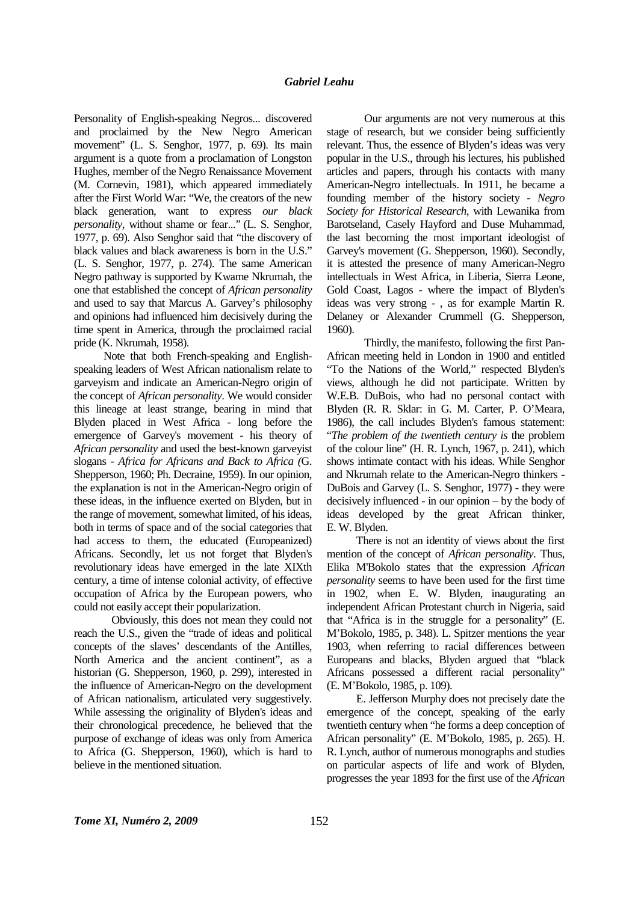Personality of English-speaking Negros... discovered and proclaimed by the New Negro American movement" (L. S. Senghor, 1977, p. 69). Its main argument is a quote from a proclamation of Longston Hughes, member of the Negro Renaissance Movement (M. Cornevin, 1981), which appeared immediately after the First World War: "We, the creators of the new black generation, want to express *our black personality*, without shame or fear..." (L. S. Senghor, 1977, p. 69). Also Senghor said that "the discovery of black values and black awareness is born in the U.S." (L. S. Senghor, 1977, p. 274). The same American Negro pathway is supported by Kwame Nkrumah, the one that established the concept of *African personality* and used to say that Marcus A. Garvey's philosophy and opinions had influenced him decisively during the time spent in America, through the proclaimed racial pride (K. Nkrumah, 1958).

Note that both French-speaking and English-speaking leaders of West African nationalism relate to garveyism and indicate an American-Negro origin of the concept of *African personality*. We would consider this lineage at least strange, bearing in mind that Blyden placed in West Africa - long before the emergence of Garvey's movement - his theory of *African personality* and used the best-known garveyist slogans - *Africa for Africans and Back to Africa (*G. Shepperson, 1960; Ph. Decraine, 1959). In our opinion, the explanation is not in the American-Negro origin of these ideas, in the influence exerted on Blyden, but in the range of movement, somewhat limited, of his ideas, both in terms of space and of the social categories that had access to them, the educated (Europeanized) Africans. Secondly, let us not forget that Blyden's revolutionary ideas have emerged in the late XIXth century, a time of intense colonial activity, of effective occupation of Africa by the European powers, who could not easily accept their popularization.

Obviously, this does not mean they could not reach the U.S., given the "trade of ideas and political concepts of the slaves' descendants of the Antilles, North America and the ancient continent", as a historian (G. Shepperson, 1960, p. 299), interested in the influence of American-Negro on the development of African nationalism, articulated very suggestively. While assessing the originality of Blyden's ideas and their chronological precedence, he believed that the purpose of exchange of ideas was only from America to Africa (G. Shepperson, 1960), which is hard to believe in the mentioned situation.

Our arguments are not very numerous at this stage of research, but we consider being sufficiently relevant. Thus, the essence of Blyden's ideas was very popular in the U.S., through his lectures, his published articles and papers, through his contacts with many American-Negro intellectuals. In 1911, he became a founding member of the history society - *Negro Society for Historical Research*, with Lewanika from Barotseland, Casely Hayford and Duse Muhammad, the last becoming the most important ideologist of Garvey's movement (G. Shepperson, 1960). Secondly, it is attested the presence of many American-Negro intellectuals in West Africa, in Liberia, Sierra Leone, Gold Coast, Lagos - where the impact of Blyden's ideas was very strong - , as for example Martin R. Delaney or Alexander Crummell (G. Shepperson, 1960).

Thirdly, the manifesto, following the first Pan-African meeting held in London in 1900 and entitled "To the Nations of the World," respected Blyden's views, although he did not participate. Written by W.E.B. DuBois, who had no personal contact with Blyden (R. R. Sklar: in G. M. Carter, P. O'Meara, 1986), the call includes Blyden's famous statement: "*The problem of the twentieth century is* the problem of the colour line" (H. R. Lynch, 1967, p. 241), which shows intimate contact with his ideas. While Senghor and Nkrumah relate to the American-Negro thinkers - DuBois and Garvey (L. S. Senghor, 1977) - they were decisively influenced - in our opinion – by the body of ideas developed by the great African thinker, E. W. Blyden.

There is not an identity of views about the first mention of the concept of *African personality*. Thus, Elika M'Bokolo states that the expression *African personality* seems to have been used for the first time in 1902, when E. W. Blyden, inaugurating an independent African Protestant church in Nigeria, said that "Africa is in the struggle for a personality" (E. M'Bokolo, 1985, p. 348). L. Spitzer mentions the year 1903, when referring to racial differences between Europeans and blacks, Blyden argued that "black Africans possessed a different racial personality" (E. M'Bokolo, 1985, p. 109).

E. Jefferson Murphy does not precisely date the emergence of the concept, speaking of the early twentieth century when "he forms a deep conception of African personality" (E. M'Bokolo, 1985, p. 265). H. R. Lynch, author of numerous monographs and studies on particular aspects of life and work of Blyden, progresses the year 1893 for the first use of the *African*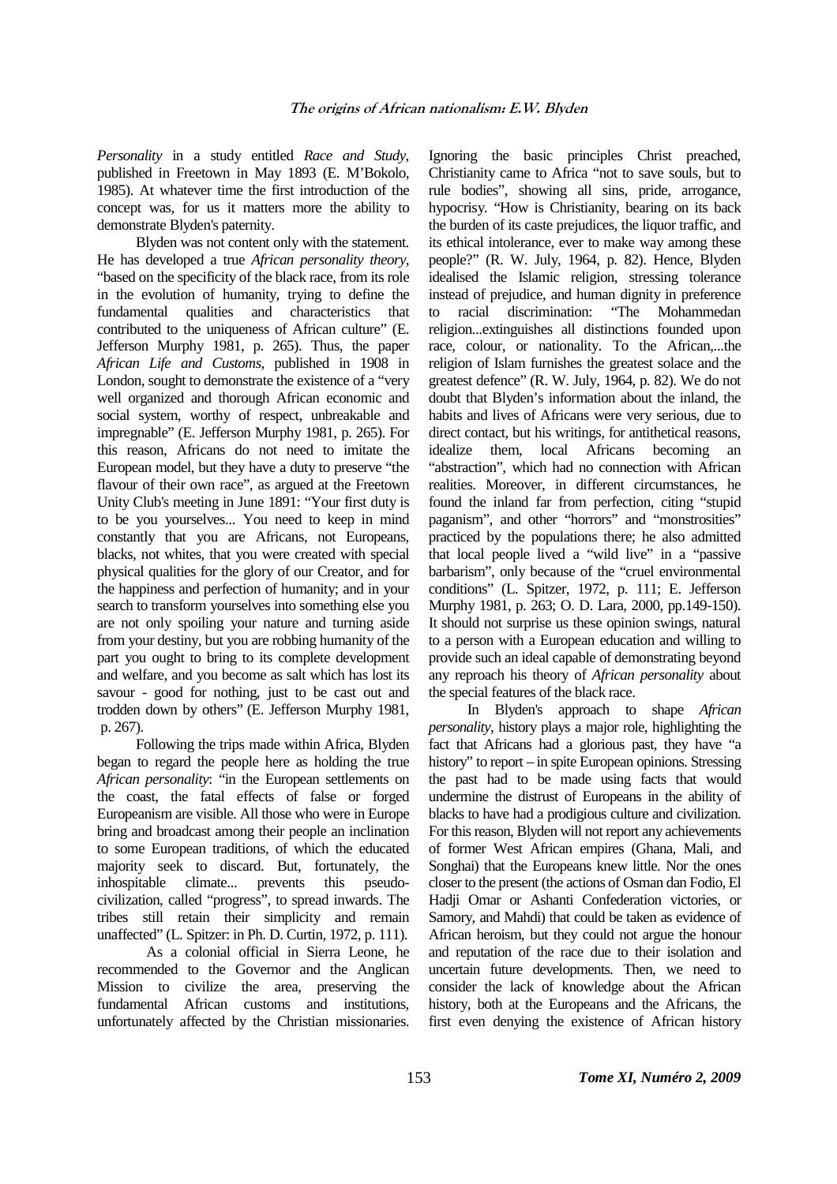*Personality* in a study entitled *Race and Study*, published in Freetown in May 1893 (E. M'Bokolo, 1985). At whatever time the first introduction of the concept was, for us it matters more the ability to demonstrate Blyden's paternity.

Blyden was not content only with the statement. He has developed a true *African personality theory*, "based on the specificity of the black race, from its role in the evolution of humanity, trying to define the fundamental qualities and characteristics that contributed to the uniqueness of African culture" (E. Jefferson Murphy 1981, p. 265). Thus, the paper *African Life and Customs*, published in 1908 in London, sought to demonstrate the existence of a "very well organized and thorough African economic and social system, worthy of respect, unbreakable and impregnable" (E. Jefferson Murphy 1981, p. 265). For this reason, Africans do not need to imitate the European model, but they have a duty to preserve "the flavour of their own race", as argued at the Freetown Unity Club's meeting in June 1891: "Your first duty is to be you yourselves... You need to keep in mind constantly that you are Africans, not Europeans, blacks, not whites, that you were created with special physical qualities for the glory of our Creator, and for the happiness and perfection of humanity; and in your search to transform yourselves into something else you are not only spoiling your nature and turning aside from your destiny, but you are robbing humanity of the part you ought to bring to its complete development and welfare, and you become as salt which has lost its savour - good for nothing, just to be cast out and trodden down by others" (E. Jefferson Murphy 1981, p. 267).

Following the trips made within Africa, Blyden began to regard the people here as holding the true *African personality*: "in the European settlements on the coast, the fatal effects of false or forged Europeanism are visible. All those who were in Europe bring and broadcast among their people an inclination to some European traditions, of which the educated majority seek to discard. But, fortunately, the inhospitable climate... prevents this pseudo-civilization, called "progress", to spread inwards. The tribes still retain their simplicity and remain unaffected" (L. Spitzer: in Ph. D. Curtin, 1972, p. 111).

As a colonial official in Sierra Leone, he recommended to the Governor and the Anglican Mission to civilize the area, preserving the fundamental African customs and institutions, unfortunately affected by the Christian missionaries. Ignoring the basic principles Christ preached, Christianity came to Africa "not to save souls, but to rule bodies", showing all sins, pride, arrogance, hypocrisy. "How is Christianity, bearing on its back the burden of its caste prejudices, the liquor traffic, and its ethical intolerance, ever to make way among these people?" (R. W. July, 1964, p. 82). Hence, Blyden idealised the Islamic religion, stressing tolerance instead of prejudice, and human dignity in preference to racial discrimination: "The Mohammedan religion...extinguishes all distinctions founded upon race, colour, or nationality. To the African,...the religion of Islam furnishes the greatest solace and the greatest defence" (R. W. July, 1964, p. 82). We do not doubt that Blyden's information about the inland, the habits and lives of Africans were very serious, due to direct contact, but his writings, for antithetical reasons, idealize them, local Africans becoming an "abstraction", which had no connection with African realities. Moreover, in different circumstances, he found the inland far from perfection, citing "stupid paganism", and other "horrors" and "monstrosities" practiced by the populations there; he also admitted that local people lived a "wild live" in a "passive barbarism", only because of the "cruel environmental conditions" (L. Spitzer, 1972, p. 111; E. Jefferson Murphy 1981, p. 263; O. D. Lara, 2000, pp.149-150). It should not surprise us these opinion swings, natural to a person with a European education and willing to provide such an ideal capable of demonstrating beyond any reproach his theory of *African personality* about the special features of the black race.

In Blyden's approach to shape *African personality*, history plays a major role, highlighting the fact that Africans had a glorious past, they have "a history" to report – in spite European opinions. Stressing the past had to be made using facts that would undermine the distrust of Europeans in the ability of blacks to have had a prodigious culture and civilization. For this reason, Blyden will not report any achievements of former West African empires (Ghana, Mali, and Songhai) that the Europeans knew little. Nor the ones closer to the present (the actions of Osman dan Fodio, El Hadji Omar or Ashanti Confederation victories, or Samory, and Mahdi) that could be taken as evidence of African heroism, but they could not argue the honour and reputation of the race due to their isolation and uncertain future developments. Then, we need to consider the lack of knowledge about the African history, both at the Europeans and the Africans, the first even denying the existence of African history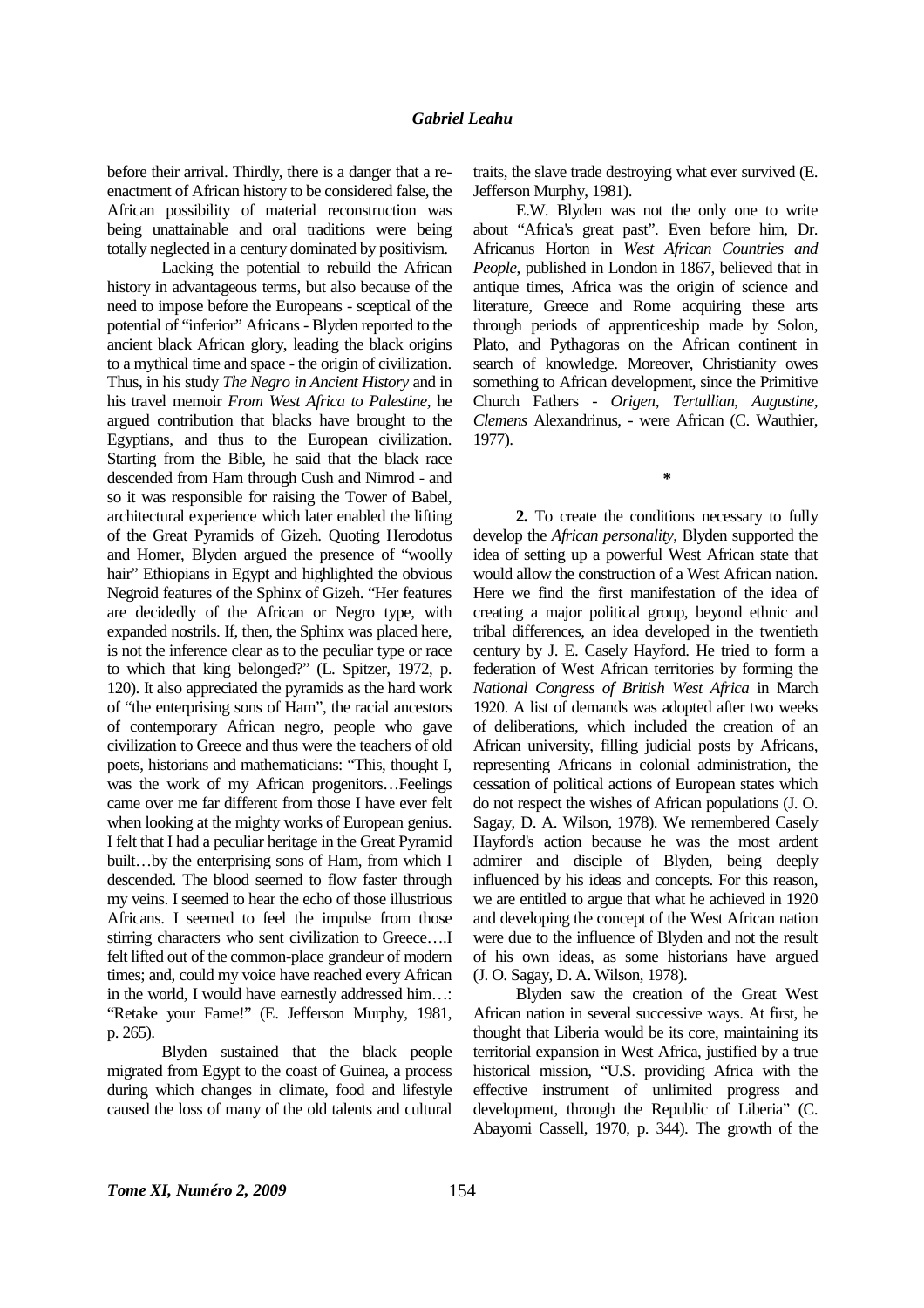before their arrival. Thirdly, there is a danger that a re-enactment of African history to be considered false, the African possibility of material reconstruction was being unattainable and oral traditions were being totally neglected in a century dominated by positivism.

Lacking the potential to rebuild the African history in advantageous terms, but also because of the need to impose before the Europeans - sceptical of the potential of "inferior" Africans - Blyden reported to the ancient black African glory, leading the black origins to a mythical time and space - the origin of civilization. Thus, in his study *The Negro in Ancient History* and in his travel memoir *From West Africa to Palestine*, he argued contribution that blacks have brought to the Egyptians, and thus to the European civilization. Starting from the Bible, he said that the black race descended from Ham through Cush and Nimrod - and so it was responsible for raising the Tower of Babel, architectural experience which later enabled the lifting of the Great Pyramids of Gizeh. Quoting Herodotus and Homer, Blyden argued the presence of "woolly hair" Ethiopians in Egypt and highlighted the obvious Negroid features of the Sphinx of Gizeh. "Her features are decidedly of the African or Negro type, with expanded nostrils. If, then, the Sphinx was placed here, is not the inference clear as to the peculiar type or race to which that king belonged?" (L. Spitzer, 1972, p. 120). It also appreciated the pyramids as the hard work of "the enterprising sons of Ham", the racial ancestors of contemporary African negro, people who gave civilization to Greece and thus were the teachers of old poets, historians and mathematicians: "This, thought I, was the work of my African progenitors…Feelings came over me far different from those I have ever felt when looking at the mighty works of European genius. I felt that I had a peculiar heritage in the Great Pyramid built…by the enterprising sons of Ham, from which I descended. The blood seemed to flow faster through my veins. I seemed to hear the echo of those illustrious Africans. I seemed to feel the impulse from those stirring characters who sent civilization to Greece….I felt lifted out of the common-place grandeur of modern times; and, could my voice have reached every African in the world, I would have earnestly addressed him…: "Retake your Fame!" (E. Jefferson Murphy, 1981, p. 265).

Blyden sustained that the black people migrated from Egypt to the coast of Guinea, a process during which changes in climate, food and lifestyle caused the loss of many of the old talents and cultural traits, the slave trade destroying what ever survived (E. Jefferson Murphy, 1981).

E.W. Blyden was not the only one to write about "Africa's great past". Even before him, Dr. Africanus Horton in *West African Countries and People*, published in London in 1867, believed that in antique times, Africa was the origin of science and literature, Greece and Rome acquiring these arts through periods of apprenticeship made by Solon, Plato, and Pythagoras on the African continent in search of knowledge. Moreover, Christianity owes something to African development, since the Primitive Church Fathers - *Origen*, *Tertullian*, *Augustine*, *Clemens* Alexandrinus, - were African (C. Wauthier, 1977).

*

**2.** To create the conditions necessary to fully develop the *African personality*, Blyden supported the idea of setting up a powerful West African state that would allow the construction of a West African nation. Here we find the first manifestation of the idea of creating a major political group, beyond ethnic and tribal differences, an idea developed in the twentieth century by J. E. Casely Hayford. He tried to form a federation of West African territories by forming the *National Congress of British West Africa* in March 1920. A list of demands was adopted after two weeks of deliberations, which included the creation of an African university, filling judicial posts by Africans, representing Africans in colonial administration, the cessation of political actions of European states which do not respect the wishes of African populations (J. O. Sagay, D. A. Wilson, 1978). We remembered Casely Hayford's action because he was the most ardent admirer and disciple of Blyden, being deeply influenced by his ideas and concepts. For this reason, we are entitled to argue that what he achieved in 1920 and developing the concept of the West African nation were due to the influence of Blyden and not the result of his own ideas, as some historians have argued (J. O. Sagay, D. A. Wilson, 1978).

Blyden saw the creation of the Great West African nation in several successive ways. At first, he thought that Liberia would be its core, maintaining its territorial expansion in West Africa, justified by a true historical mission, "U.S. providing Africa with the effective instrument of unlimited progress and development, through the Republic of Liberia" (C. Abayomi Cassell, 1970, p. 344). The growth of the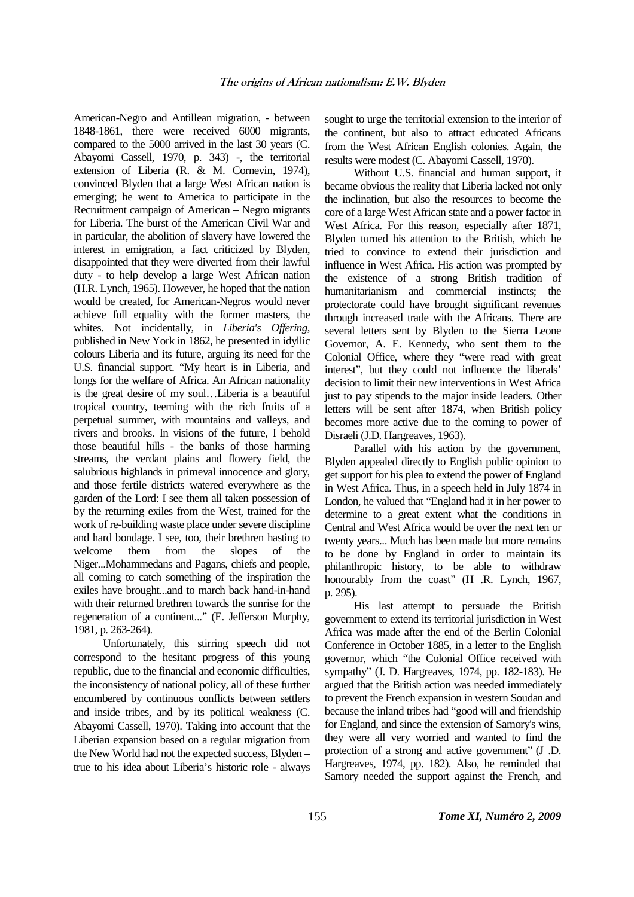American-Negro and Antillean migration, - between 1848-1861, there were received 6000 migrants, compared to the 5000 arrived in the last 30 years (C. Abayomi Cassell, 1970, p. 343) -, the territorial extension of Liberia (R. & M. Cornevin, 1974), convinced Blyden that a large West African nation is emerging; he went to America to participate in the Recruitment campaign of American – Negro migrants for Liberia. The burst of the American Civil War and in particular, the abolition of slavery have lowered the interest in emigration, a fact criticized by Blyden, disappointed that they were diverted from their lawful duty - to help develop a large West African nation (H.R. Lynch, 1965). However, he hoped that the nation would be created, for American-Negros would never achieve full equality with the former masters, the whites. Not incidentally, in *Liberia's Offering*, published in New York in 1862, he presented in idyllic colours Liberia and its future, arguing its need for the U.S. financial support. "My heart is in Liberia, and longs for the welfare of Africa. An African nationality is the great desire of my soul…Liberia is a beautiful tropical country, teeming with the rich fruits of a perpetual summer, with mountains and valleys, and rivers and brooks. In visions of the future, I behold those beautiful hills - the banks of those harming streams, the verdant plains and flowery field, the salubrious highlands in primeval innocence and glory, and those fertile districts watered everywhere as the garden of the Lord: I see them all taken possession of by the returning exiles from the West, trained for the work of re-building waste place under severe discipline and hard bondage. I see, too, their brethren hasting to welcome them from the slopes of the Niger...Mohammedans and Pagans, chiefs and people, all coming to catch something of the inspiration the exiles have brought...and to march back hand-in-hand with their returned brethren towards the sunrise for the regeneration of a continent..." (E. Jefferson Murphy, 1981, p. 263-264).

Unfortunately, this stirring speech did not correspond to the hesitant progress of this young republic, due to the financial and economic difficulties, the inconsistency of national policy, all of these further encumbered by continuous conflicts between settlers and inside tribes, and by its political weakness (C. Abayomi Cassell, 1970). Taking into account that the Liberian expansion based on a regular migration from the New World had not the expected success, Blyden – true to his idea about Liberia's historic role - always sought to urge the territorial extension to the interior of the continent, but also to attract educated Africans from the West African English colonies. Again, the results were modest (C. Abayomi Cassell, 1970).

Without U.S. financial and human support, it became obvious the reality that Liberia lacked not only the inclination, but also the resources to become the core of a large West African state and a power factor in West Africa. For this reason, especially after 1871, Blyden turned his attention to the British, which he tried to convince to extend their jurisdiction and influence in West Africa. His action was prompted by the existence of a strong British tradition of humanitarianism and commercial instincts; the protectorate could have brought significant revenues through increased trade with the Africans. There are several letters sent by Blyden to the Sierra Leone Governor, A. E. Kennedy, who sent them to the Colonial Office, where they "were read with great interest", but they could not influence the liberals' decision to limit their new interventions in West Africa just to pay stipends to the major inside leaders. Other letters will be sent after 1874, when British policy becomes more active due to the coming to power of Disraeli (J.D. Hargreaves, 1963).

Parallel with his action by the government, Blyden appealed directly to English public opinion to get support for his plea to extend the power of England in West Africa. Thus, in a speech held in July 1874 in London, he valued that "England had it in her power to determine to a great extent what the conditions in Central and West Africa would be over the next ten or twenty years... Much has been made but more remains to be done by England in order to maintain its philanthropic history, to be able to withdraw honourably from the coast" (H .R. Lynch, 1967, p. 295).

His last attempt to persuade the British government to extend its territorial jurisdiction in West Africa was made after the end of the Berlin Colonial Conference in October 1885, in a letter to the English governor, which "the Colonial Office received with sympathy" (J. D. Hargreaves, 1974, pp. 182-183). He argued that the British action was needed immediately to prevent the French expansion in western Soudan and because the inland tribes had "good will and friendship for England, and since the extension of Samory's wins, they were all very worried and wanted to find the protection of a strong and active government" (J .D. Hargreaves, 1974, pp. 182). Also, he reminded that Samory needed the support against the French, and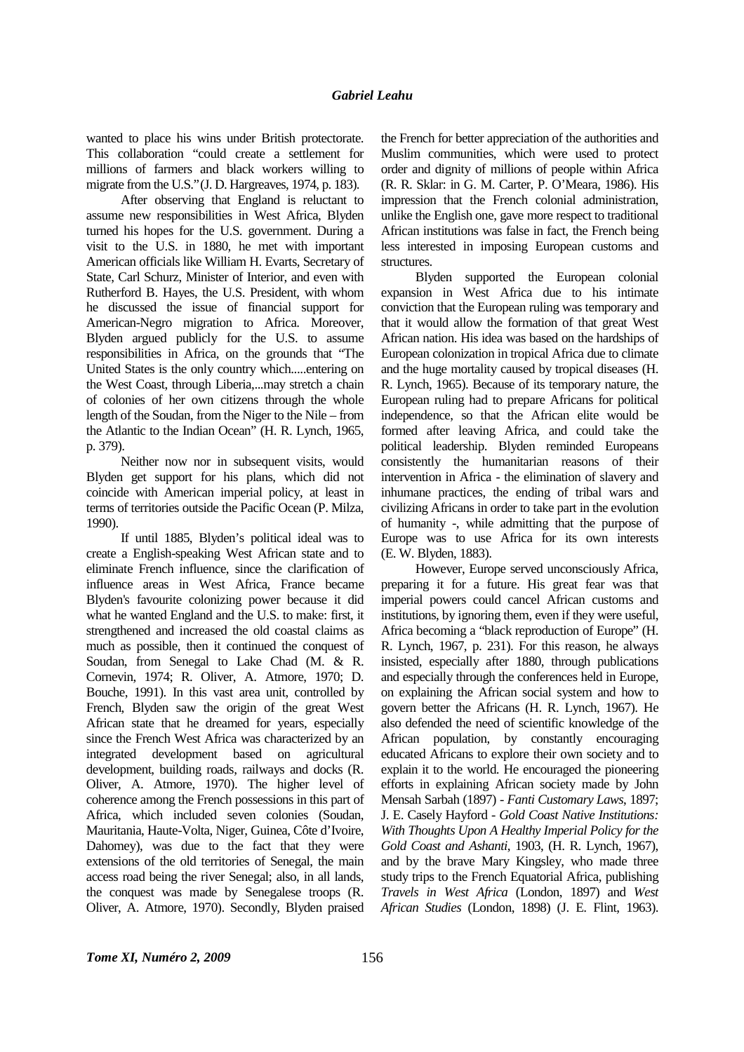wanted to place his wins under British protectorate. This collaboration "could create a settlement for millions of farmers and black workers willing to migrate from the U.S." (J. D. Hargreaves, 1974, p. 183).

After observing that England is reluctant to assume new responsibilities in West Africa, Blyden turned his hopes for the U.S. government. During a visit to the U.S. in 1880, he met with important American officials like William H. Evarts, Secretary of State, Carl Schurz, Minister of Interior, and even with Rutherford B. Hayes, the U.S. President, with whom he discussed the issue of financial support for American-Negro migration to Africa. Moreover, Blyden argued publicly for the U.S. to assume responsibilities in Africa, on the grounds that "The United States is the only country which.....entering on the West Coast, through Liberia,...may stretch a chain of colonies of her own citizens through the whole length of the Soudan, from the Niger to the Nile – from the Atlantic to the Indian Ocean" (H. R. Lynch, 1965, p. 379).

Neither now nor in subsequent visits, would Blyden get support for his plans, which did not coincide with American imperial policy, at least in terms of territories outside the Pacific Ocean (P. Milza, 1990).

If until 1885, Blyden's political ideal was to create a English-speaking West African state and to eliminate French influence, since the clarification of influence areas in West Africa, France became Blyden's favourite colonizing power because it did what he wanted England and the U.S. to make: first, it strengthened and increased the old coastal claims as much as possible, then it continued the conquest of Soudan, from Senegal to Lake Chad (M. & R. Cornevin, 1974; R. Oliver, A. Atmore, 1970; D. Bouche, 1991). In this vast area unit, controlled by French, Blyden saw the origin of the great West African state that he dreamed for years, especially since the French West Africa was characterized by an integrated development based on agricultural development, building roads, railways and docks (R. Oliver, A. Atmore, 1970). The higher level of coherence among the French possessions in this part of Africa, which included seven colonies (Soudan, Mauritania, Haute-Volta, Niger, Guinea, Côte d'Ivoire, Dahomey), was due to the fact that they were extensions of the old territories of Senegal, the main access road being the river Senegal; also, in all lands, the conquest was made by Senegalese troops (R. Oliver, A. Atmore, 1970). Secondly, Blyden praised the French for better appreciation of the authorities and Muslim communities, which were used to protect order and dignity of millions of people within Africa (R. R. Sklar: in G. M. Carter, P. O'Meara, 1986). His impression that the French colonial administration, unlike the English one, gave more respect to traditional African institutions was false in fact, the French being less interested in imposing European customs and structures.

Blyden supported the European colonial expansion in West Africa due to his intimate conviction that the European ruling was temporary and that it would allow the formation of that great West African nation. His idea was based on the hardships of European colonization in tropical Africa due to climate and the huge mortality caused by tropical diseases (H. R. Lynch, 1965). Because of its temporary nature, the European ruling had to prepare Africans for political independence, so that the African elite would be formed after leaving Africa, and could take the political leadership. Blyden reminded Europeans consistently the humanitarian reasons of their intervention in Africa - the elimination of slavery and inhumane practices, the ending of tribal wars and civilizing Africans in order to take part in the evolution of humanity -, while admitting that the purpose of Europe was to use Africa for its own interests (E. W. Blyden, 1883).

However, Europe served unconsciously Africa, preparing it for a future. His great fear was that imperial powers could cancel African customs and institutions, by ignoring them, even if they were useful, Africa becoming a "black reproduction of Europe" (H. R. Lynch, 1967, p. 231). For this reason, he always insisted, especially after 1880, through publications and especially through the conferences held in Europe, on explaining the African social system and how to govern better the Africans (H. R. Lynch, 1967). He also defended the need of scientific knowledge of the African population, by constantly encouraging educated Africans to explore their own society and to explain it to the world. He encouraged the pioneering efforts in explaining African society made by John Mensah Sarbah (1897) - *Fanti Customary Laws*, 1897; J. E. Casely Hayford - *Gold Coast Native Institutions: With Thoughts Upon A Healthy Imperial Policy for the Gold Coast and Ashanti*, 1903, (H. R. Lynch, 1967), and by the brave Mary Kingsley, who made three study trips to the French Equatorial Africa, publishing *Travels in West Africa* (London, 1897) and *West African Studies* (London, 1898) (J. E. Flint, 1963).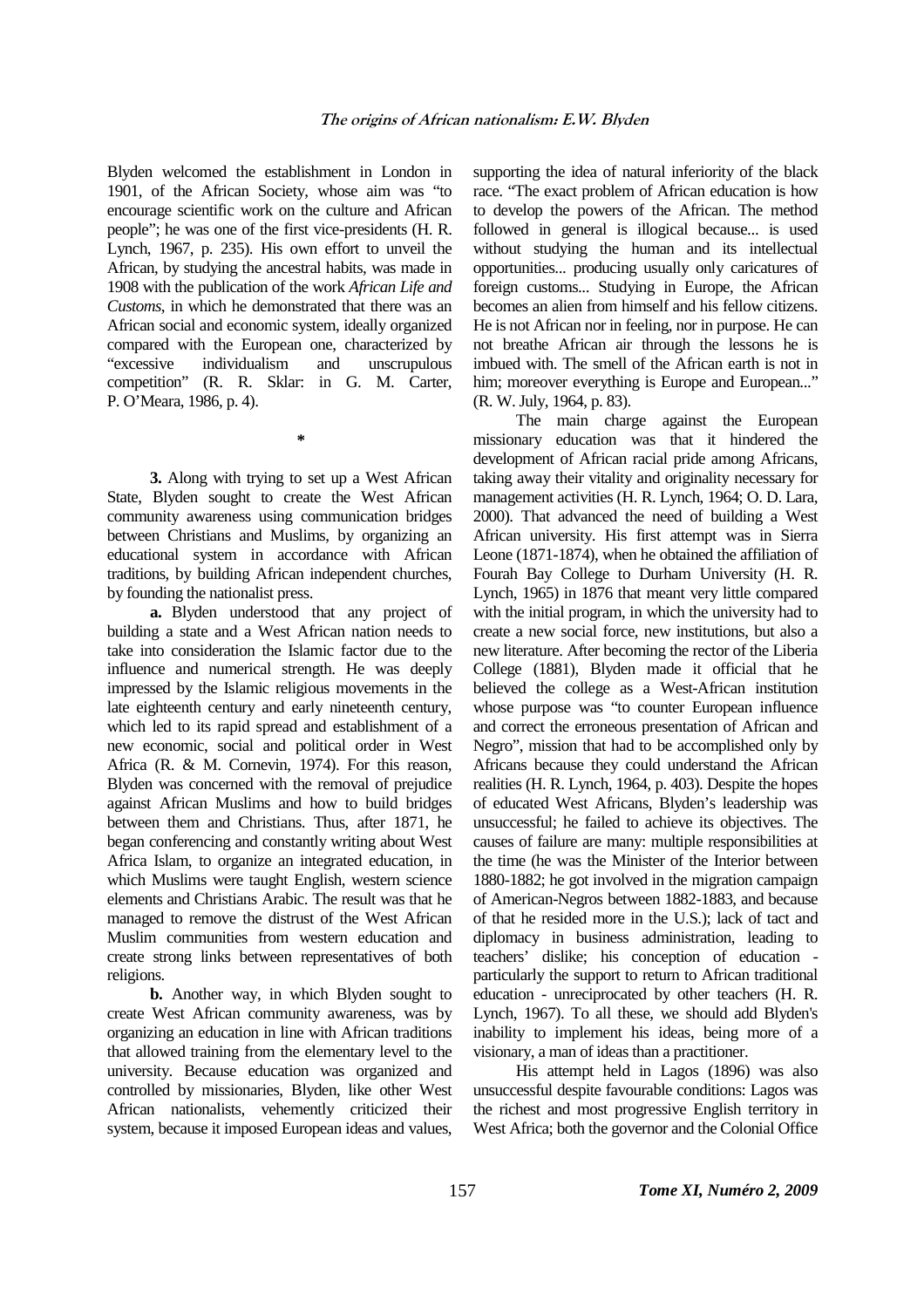Blyden welcomed the establishment in London in 1901, of the African Society, whose aim was "to encourage scientific work on the culture and African people"; he was one of the first vice-presidents (H. R. Lynch, 1967, p. 235). His own effort to unveil the African, by studying the ancestral habits, was made in 1908 with the publication of the work *African Life and Customs*, in which he demonstrated that there was an African social and economic system, ideally organized compared with the European one, characterized by "excessive individualism and unscrupulous competition" (R. R. Sklar: in G. M. Carter, P. O'Meara, 1986, p. 4).

*

**3.** Along with trying to set up a West African State, Blyden sought to create the West African community awareness using communication bridges between Christians and Muslims, by organizing an educational system in accordance with African traditions, by building African independent churches, by founding the nationalist press.

**a.** Blyden understood that any project of building a state and a West African nation needs to take into consideration the Islamic factor due to the influence and numerical strength. He was deeply impressed by the Islamic religious movements in the late eighteenth century and early nineteenth century, which led to its rapid spread and establishment of a new economic, social and political order in West Africa (R. & M. Cornevin, 1974). For this reason, Blyden was concerned with the removal of prejudice against African Muslims and how to build bridges between them and Christians. Thus, after 1871, he began conferencing and constantly writing about West Africa Islam, to organize an integrated education, in which Muslims were taught English, western science elements and Christians Arabic. The result was that he managed to remove the distrust of the West African Muslim communities from western education and create strong links between representatives of both religions.

**b.** Another way, in which Blyden sought to create West African community awareness, was by organizing an education in line with African traditions that allowed training from the elementary level to the university. Because education was organized and controlled by missionaries, Blyden, like other West African nationalists, vehemently criticized their system, because it imposed European ideas and values, supporting the idea of natural inferiority of the black race. "The exact problem of African education is how to develop the powers of the African. The method followed in general is illogical because... is used without studying the human and its intellectual opportunities... producing usually only caricatures of foreign customs... Studying in Europe, the African becomes an alien from himself and his fellow citizens. He is not African nor in feeling, nor in purpose. He can not breathe African air through the lessons he is imbued with. The smell of the African earth is not in him; moreover everything is Europe and European..." (R. W. July, 1964, p. 83).

The main charge against the European missionary education was that it hindered the development of African racial pride among Africans, taking away their vitality and originality necessary for management activities (H. R. Lynch, 1964; O. D. Lara, 2000). That advanced the need of building a West African university. His first attempt was in Sierra Leone (1871-1874), when he obtained the affiliation of Fourah Bay College to Durham University (H. R. Lynch, 1965) in 1876 that meant very little compared with the initial program, in which the university had to create a new social force, new institutions, but also a new literature. After becoming the rector of the Liberia College (1881), Blyden made it official that he believed the college as a West-African institution whose purpose was "to counter European influence and correct the erroneous presentation of African and Negro", mission that had to be accomplished only by Africans because they could understand the African realities (H. R. Lynch, 1964, p. 403). Despite the hopes of educated West Africans, Blyden's leadership was unsuccessful; he failed to achieve its objectives. The causes of failure are many: multiple responsibilities at the time (he was the Minister of the Interior between 1880-1882; he got involved in the migration campaign of American-Negros between 1882-1883, and because of that he resided more in the U.S.); lack of tact and diplomacy in business administration, leading to teachers' dislike; his conception of education - particularly the support to return to African traditional education - unreciprocated by other teachers (H. R. Lynch, 1967). To all these, we should add Blyden's inability to implement his ideas, being more of a visionary, a man of ideas than a practitioner.

His attempt held in Lagos (1896) was also unsuccessful despite favourable conditions: Lagos was the richest and most progressive English territory in West Africa; both the governor and the Colonial Office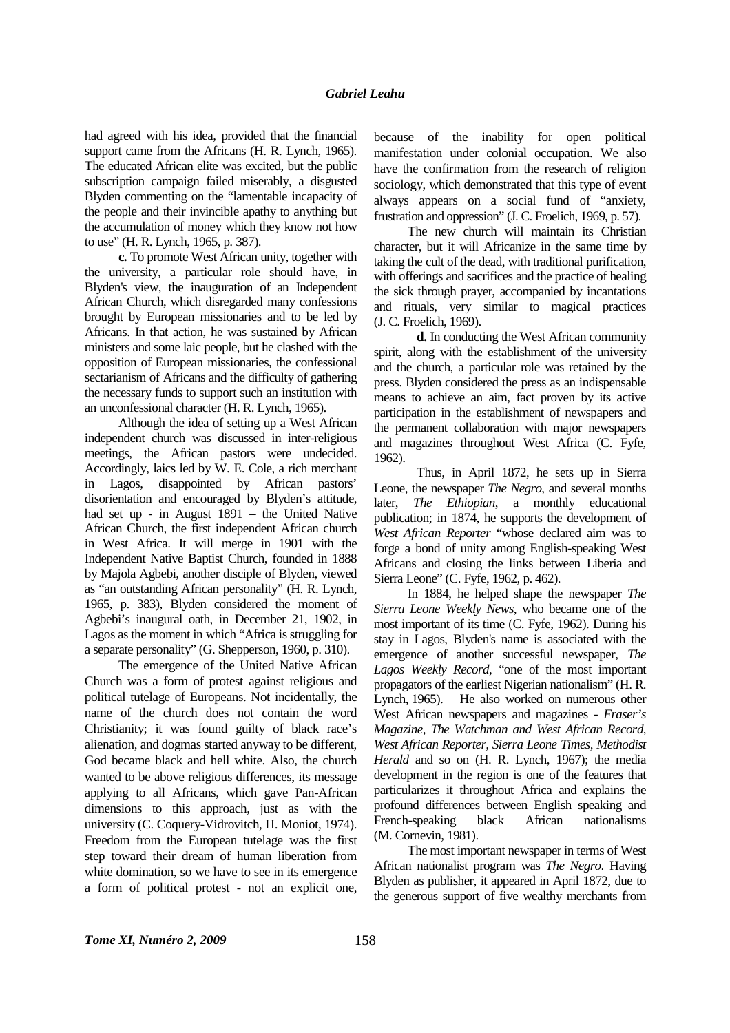had agreed with his idea, provided that the financial support came from the Africans (H. R. Lynch, 1965). The educated African elite was excited, but the public subscription campaign failed miserably, a disgusted Blyden commenting on the "lamentable incapacity of the people and their invincible apathy to anything but the accumulation of money which they know not how to use" (H. R. Lynch, 1965, p. 387).

**c.** To promote West African unity, together with the university, a particular role should have, in Blyden's view, the inauguration of an Independent African Church, which disregarded many confessions brought by European missionaries and to be led by Africans. In that action, he was sustained by African ministers and some laic people, but he clashed with the opposition of European missionaries, the confessional sectarianism of Africans and the difficulty of gathering the necessary funds to support such an institution with an unconfessional character (H. R. Lynch, 1965).

Although the idea of setting up a West African independent church was discussed in inter-religious meetings, the African pastors were undecided. Accordingly, laics led by W. E. Cole, a rich merchant in Lagos, disappointed by African pastors' disorientation and encouraged by Blyden's attitude, had set up - in August 1891 – the United Native African Church, the first independent African church in West Africa. It will merge in 1901 with the Independent Native Baptist Church, founded in 1888 by Majola Agbebi, another disciple of Blyden, viewed as "an outstanding African personality" (H. R. Lynch, 1965, p. 383), Blyden considered the moment of Agbebi's inaugural oath, in December 21, 1902, in Lagos as the moment in which "Africa is struggling for a separate personality" (G. Shepperson, 1960, p. 310).

The emergence of the United Native African Church was a form of protest against religious and political tutelage of Europeans. Not incidentally, the name of the church does not contain the word Christianity; it was found guilty of black race's alienation, and dogmas started anyway to be different, God became black and hell white. Also, the church wanted to be above religious differences, its message applying to all Africans, which gave Pan-African dimensions to this approach, just as with the university (C. Coquery-Vidrovitch, H. Moniot, 1974). Freedom from the European tutelage was the first step toward their dream of human liberation from white domination, so we have to see in its emergence a form of political protest - not an explicit one, because of the inability for open political manifestation under colonial occupation. We also have the confirmation from the research of religion sociology, which demonstrated that this type of event always appears on a social fund of "anxiety, frustration and oppression" (J. C. Froelich, 1969, p. 57).

The new church will maintain its Christian character, but it will Africanize in the same time by taking the cult of the dead, with traditional purification, with offerings and sacrifices and the practice of healing the sick through prayer, accompanied by incantations and rituals, very similar to magical practices (J. C. Froelich, 1969).

**d.** In conducting the West African community spirit, along with the establishment of the university and the church, a particular role was retained by the press. Blyden considered the press as an indispensable means to achieve an aim, fact proven by its active participation in the establishment of newspapers and the permanent collaboration with major newspapers and magazines throughout West Africa (C. Fyfe, 1962).

Thus, in April 1872, he sets up in Sierra Leone, the newspaper *The Negro*, and several months later, *The Ethiopian*, a monthly educational publication; in 1874, he supports the development of *West African Reporter* "whose declared aim was to forge a bond of unity among English-speaking West Africans and closing the links between Liberia and Sierra Leone" (C. Fyfe, 1962, p. 462).

In 1884, he helped shape the newspaper *The Sierra Leone Weekly News*, who became one of the most important of its time (C. Fyfe, 1962). During his stay in Lagos, Blyden's name is associated with the emergence of another successful newspaper, *The Lagos Weekly Record*, "one of the most important propagators of the earliest Nigerian nationalism" (H. R. Lynch, 1965). He also worked on numerous other West African newspapers and magazines - *Fraser's Magazine*, *The Watchman and West African Record*, *West African Reporter*, *Sierra Leone Times*, *Methodist Herald* and so on (H. R. Lynch, 1967); the media development in the region is one of the features that particularizes it throughout Africa and explains the profound differences between English speaking and French-speaking black African nationalisms (M. Cornevin, 1981).

The most important newspaper in terms of West African nationalist program was *The Negro*. Having Blyden as publisher, it appeared in April 1872, due to the generous support of five wealthy merchants from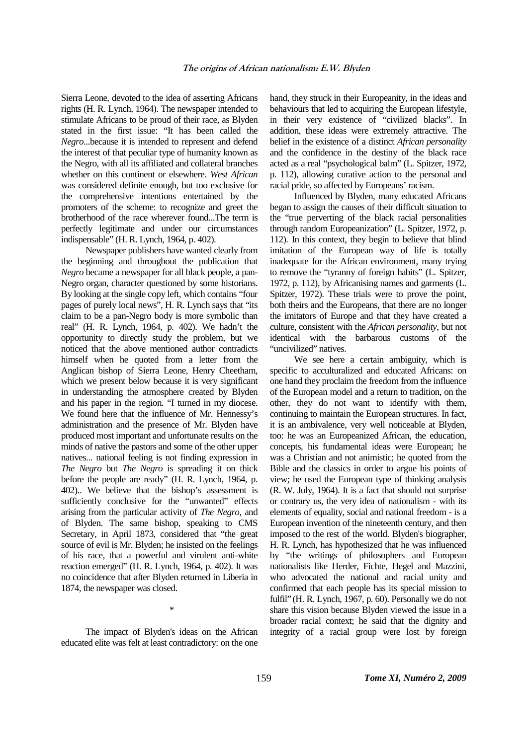Sierra Leone, devoted to the idea of asserting Africans rights (H. R. Lynch, 1964). The newspaper intended to stimulate Africans to be proud of their race, as Blyden stated in the first issue: "It has been called the *Negro*...because it is intended to represent and defend the interest of that peculiar type of humanity known as the Negro, with all its affiliated and collateral branches whether on this continent or elsewhere. *West African* was considered definite enough, but too exclusive for the comprehensive intentions entertained by the promoters of the scheme: to recognize and greet the brotherhood of the race wherever found...The term is perfectly legitimate and under our circumstances indispensable" (H. R. Lynch, 1964, p. 402).

Newspaper publishers have wanted clearly from the beginning and throughout the publication that *Negro* became a newspaper for all black people, a pan-Negro organ, character questioned by some historians. By looking at the single copy left, which contains "four pages of purely local news", H. R. Lynch says that "its claim to be a pan-Negro body is more symbolic than real" (H. R. Lynch, 1964, p. 402). We hadn't the opportunity to directly study the problem, but we noticed that the above mentioned author contradicts himself when he quoted from a letter from the Anglican bishop of Sierra Leone, Henry Cheetham, which we present below because it is very significant in understanding the atmosphere created by Blyden and his paper in the region. "I turned in my diocese. We found here that the influence of Mr. Hennessy's administration and the presence of Mr. Blyden have produced most important and unfortunate results on the minds of native the pastors and some of the other upper natives... national feeling is not finding expression in *The Negro* but *The Negro* is spreading it on thick before the people are ready" (H. R. Lynch, 1964, p. 402).. We believe that the bishop's assessment is sufficiently conclusive for the "unwanted" effects arising from the particular activity of *The Negro*, and of Blyden. The same bishop, speaking to CMS Secretary, in April 1873, considered that "the great source of evil is Mr. Blyden; he insisted on the feelings of his race, that a powerful and virulent anti-white reaction emerged" (H. R. Lynch, 1964, p. 402). It was no coincidence that after Blyden returned in Liberia in 1874, the newspaper was closed.

*

The impact of Blyden's ideas on the African educated elite was felt at least contradictory: on the one hand, they struck in their Europeanity, in the ideas and behaviours that led to acquiring the European lifestyle, in their very existence of "civilized blacks". In addition, these ideas were extremely attractive. The belief in the existence of a distinct *African personality* and the confidence in the destiny of the black race acted as a real "psychological balm" (L. Spitzer, 1972, p. 112), allowing curative action to the personal and racial pride, so affected by Europeans' racism.

Influenced by Blyden, many educated Africans began to assign the causes of their difficult situation to the "true perverting of the black racial personalities through random Europeanization" (L. Spitzer, 1972, p. 112). In this context, they begin to believe that blind imitation of the European way of life is totally inadequate for the African environment, many trying to remove the "tyranny of foreign habits" (L. Spitzer, 1972, p. 112), by Africanising names and garments (L. Spitzer, 1972). These trials were to prove the point, both theirs and the Europeans, that there are no longer the imitators of Europe and that they have created a culture, consistent with the *African personality*, but not identical with the barbarous customs of the "uncivilized" natives.

We see here a certain ambiguity, which is specific to acculturalized and educated Africans: on one hand they proclaim the freedom from the influence of the European model and a return to tradition, on the other, they do not want to identify with them, continuing to maintain the European structures. In fact, it is an ambivalence, very well noticeable at Blyden, too: he was an Europeanized African, the education, concepts, his fundamental ideas were European; he was a Christian and not animistic; he quoted from the Bible and the classics in order to argue his points of view; he used the European type of thinking analysis (R. W. July, 1964). It is a fact that should not surprise or contrary us, the very idea of nationalism - with its elements of equality, social and national freedom - is a European invention of the nineteenth century, and then imposed to the rest of the world. Blyden's biographer, H. R. Lynch, has hypothesized that he was influenced by "the writings of philosophers and European nationalists like Herder, Fichte, Hegel and Mazzini, who advocated the national and racial unity and confirmed that each people has its special mission to fulfil" (H. R. Lynch, 1967, p. 60). Personally we do not share this vision because Blyden viewed the issue in a broader racial context; he said that the dignity and integrity of a racial group were lost by foreign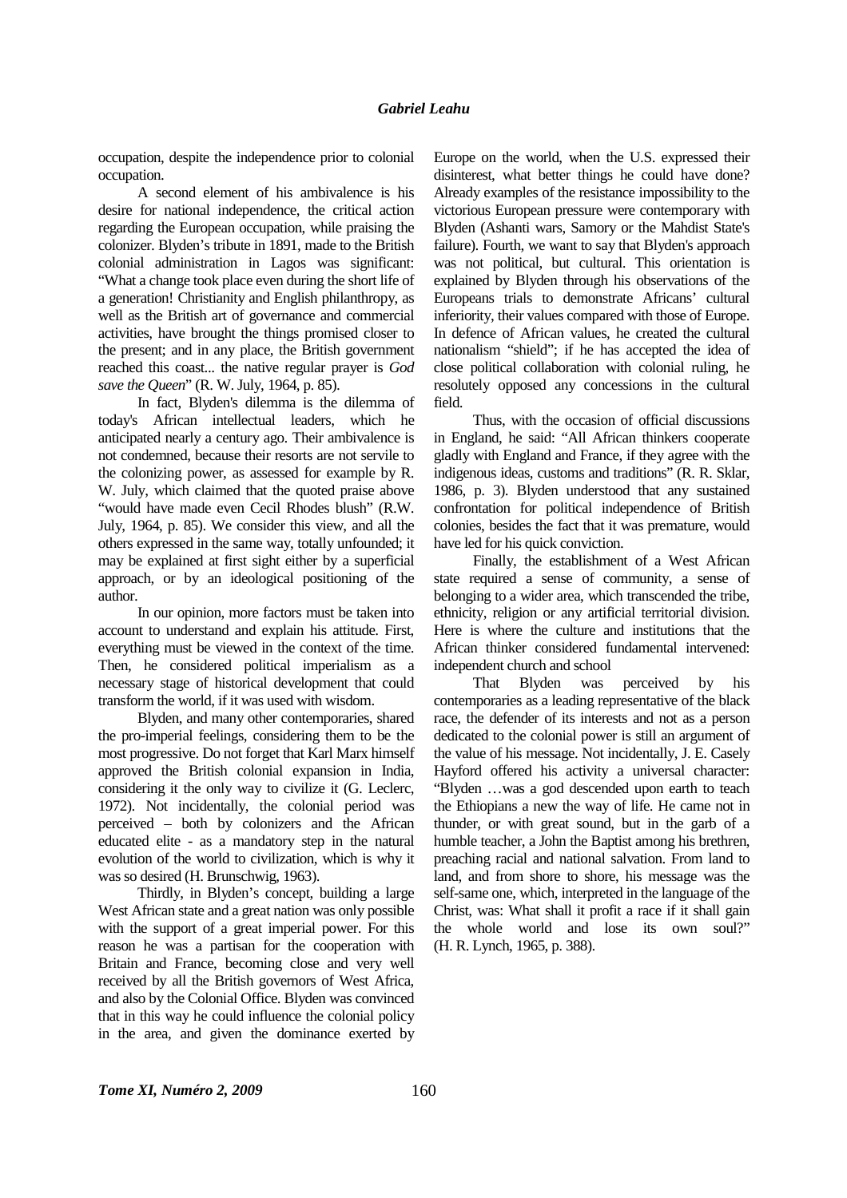occupation, despite the independence prior to colonial occupation.

A second element of his ambivalence is his desire for national independence, the critical action regarding the European occupation, while praising the colonizer. Blyden's tribute in 1891, made to the British colonial administration in Lagos was significant: "What a change took place even during the short life of a generation! Christianity and English philanthropy, as well as the British art of governance and commercial activities, have brought the things promised closer to the present; and in any place, the British government reached this coast... the native regular prayer is *God save the Queen*" (R. W. July, 1964, p. 85).

In fact, Blyden's dilemma is the dilemma of today's African intellectual leaders, which he anticipated nearly a century ago. Their ambivalence is not condemned, because their resorts are not servile to the colonizing power, as assessed for example by R. W. July, which claimed that the quoted praise above "would have made even Cecil Rhodes blush" (R.W. July, 1964, p. 85). We consider this view, and all the others expressed in the same way, totally unfounded; it may be explained at first sight either by a superficial approach, or by an ideological positioning of the author.

In our opinion, more factors must be taken into account to understand and explain his attitude. First, everything must be viewed in the context of the time. Then, he considered political imperialism as a necessary stage of historical development that could transform the world, if it was used with wisdom.

Blyden, and many other contemporaries, shared the pro-imperial feelings, considering them to be the most progressive. Do not forget that Karl Marx himself approved the British colonial expansion in India, considering it the only way to civilize it (G. Leclerc, 1972). Not incidentally, the colonial period was perceived – both by colonizers and the African educated elite - as a mandatory step in the natural evolution of the world to civilization, which is why it was so desired (H. Brunschwig, 1963).

Thirdly, in Blyden's concept, building a large West African state and a great nation was only possible with the support of a great imperial power. For this reason he was a partisan for the cooperation with Britain and France, becoming close and very well received by all the British governors of West Africa, and also by the Colonial Office. Blyden was convinced that in this way he could influence the colonial policy in the area, and given the dominance exerted by Europe on the world, when the U.S. expressed their disinterest, what better things he could have done? Already examples of the resistance impossibility to the victorious European pressure were contemporary with Blyden (Ashanti wars, Samory or the Mahdist State's failure). Fourth, we want to say that Blyden's approach was not political, but cultural. This orientation is explained by Blyden through his observations of the Europeans trials to demonstrate Africans' cultural inferiority, their values compared with those of Europe. In defence of African values, he created the cultural nationalism "shield"; if he has accepted the idea of close political collaboration with colonial ruling, he resolutely opposed any concessions in the cultural field.

Thus, with the occasion of official discussions in England, he said: "All African thinkers cooperate gladly with England and France, if they agree with the indigenous ideas, customs and traditions" (R. R. Sklar, 1986, p. 3). Blyden understood that any sustained confrontation for political independence of British colonies, besides the fact that it was premature, would have led for his quick conviction.

Finally, the establishment of a West African state required a sense of community, a sense of belonging to a wider area, which transcended the tribe, ethnicity, religion or any artificial territorial division. Here is where the culture and institutions that the African thinker considered fundamental intervened: independent church and school

That Blyden was perceived by his contemporaries as a leading representative of the black race, the defender of its interests and not as a person dedicated to the colonial power is still an argument of the value of his message. Not incidentally, J. E. Casely Hayford offered his activity a universal character: "Blyden …was a god descended upon earth to teach the Ethiopians a new the way of life. He came not in thunder, or with great sound, but in the garb of a humble teacher, a John the Baptist among his brethren, preaching racial and national salvation. From land to land, and from shore to shore, his message was the self-same one, which, interpreted in the language of the Christ, was: What shall it profit a race if it shall gain the whole world and lose its own soul?" (H. R. Lynch, 1965, p. 388).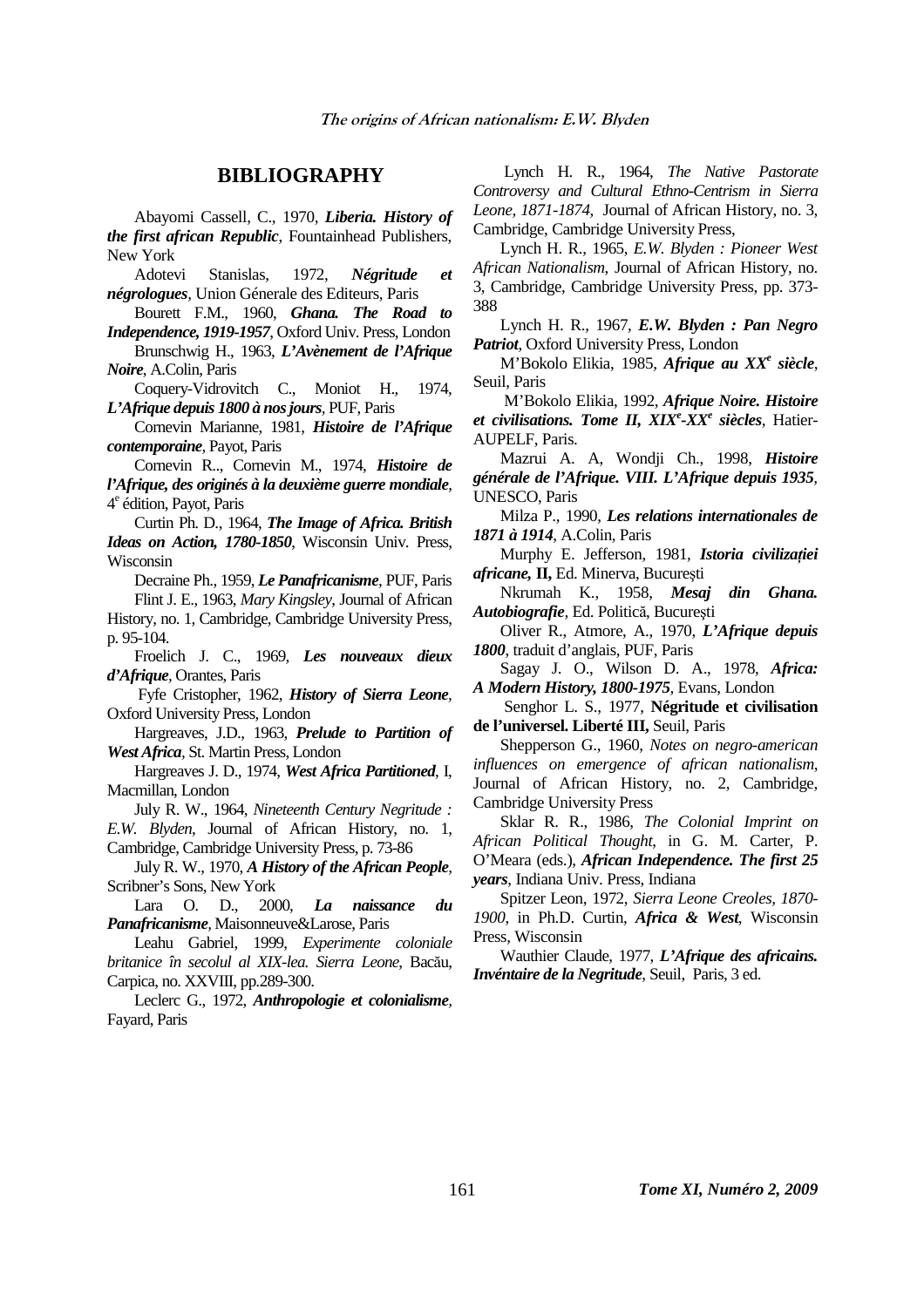## BIBLIOGRAPHY

Abayomi Cassell, C., 1970, ***Liberia. History of the first african Republic***, Fountainhead Publishers, New York

Adotevi Stanislas, 1972, ***Négritude et négrologues***, Union Génerale des Editeurs, Paris

Bourett F.M., 1960, ***Ghana. The Road to Independence, 1919-1957***, Oxford Univ. Press, London

Brunschwig H., 1963, ***L'Avènement de l'Afrique Noire***, A.Colin, Paris

Coquery-Vidrovitch C., Moniot H., 1974, ***L'Afrique depuis 1800 à nos jours***, PUF, Paris

Cornevin Marianne, 1981, ***Histoire de l'Afrique contemporaine***, Payot, Paris

Cornevin R.., Cornevin M., 1974, ***Histoire de l'Afrique, des originés à la deuxième guerre mondiale***, 4e édition, Payot, Paris

Curtin Ph. D., 1964, ***The Image of Africa. British Ideas on Action, 1780-1850***, Wisconsin Univ. Press, Wisconsin

Decraine Ph., 1959, ***Le Panafricanisme***, PUF, Paris

Flint J. E., 1963, *Mary Kingsley*, Journal of African History, no. 1, Cambridge, Cambridge University Press, p. 95-104.

Froelich J. C., 1969, ***Les nouveaux dieux d'Afrique***, Orantes, Paris

Fyfe Cristopher, 1962, ***History of Sierra Leone***, Oxford University Press, London

Hargreaves, J.D., 1963, ***Prelude to Partition of West Africa***, St. Martin Press, London

Hargreaves J. D., 1974, ***West Africa Partitioned***, I, Macmillan, London

July R. W., 1964, *Nineteenth Century Negritude : E.W. Blyden*, Journal of African History, no. 1, Cambridge, Cambridge University Press, p. 73-86

July R. W., 1970, ***A History of the African People***, Scribner's Sons, New York

Lara O. D., 2000, ***La naissance du Panafricanisme***, Maisonneuve&Larose, Paris

Leahu Gabriel, 1999, *Experimente coloniale britanice în secolul al XIX-lea. Sierra Leone*, Bacău, Carpica, no. XXVIII, pp.289-300.

Leclerc G., 1972, ***Anthropologie et colonialisme***, Fayard, Paris

Lynch H. R., 1964, *The Native Pastorate Controversy and Cultural Ethno-Centrism in Sierra Leone, 1871-1874*, Journal of African History, no. 3, Cambridge, Cambridge University Press,

Lynch H. R., 1965, *E.W. Blyden : Pioneer West African Nationalism*, Journal of African History, no. 3, Cambridge, Cambridge University Press, pp. 373-388

Lynch H. R., 1967, ***E.W. Blyden : Pan Negro Patriot***, Oxford University Press, London

M'Bokolo Elikia, 1985, ***Afrique au XXe siècle***, Seuil, Paris

M'Bokolo Elikia, 1992, ***Afrique Noire. Histoire et civilisations. Tome II, XIXe-XXe siècles***, Hatier-AUPELF, Paris.

Mazrui A. A, Wondji Ch., 1998, ***Histoire générale de l'Afrique. VIII. L'Afrique depuis 1935***, UNESCO, Paris

Milza P., 1990, ***Les relations internationales de 1871 à 1914***, A.Colin, Paris

Murphy E. Jefferson, 1981, ***Istoria civilizației africane,* II,** Ed. Minerva, București

Nkrumah K., 1958, ***Mesaj din Ghana. Autobiografie***, Ed. Politică, București

Oliver R., Atmore, A., 1970, ***L'Afrique depuis 1800***, traduit d'anglais, PUF, Paris

Sagay J. O., Wilson D. A., 1978, ***Africa: A Modern History, 1800-1975***, Evans, London

Senghor L. S., 1977, **Négritude et civilisation de l'universel. Liberté III,** Seuil, Paris

Shepperson G., 1960, *Notes on negro-american influences on emergence of african nationalism*, Journal of African History, no. 2, Cambridge, Cambridge University Press

Sklar R. R., 1986, *The Colonial Imprint on African Political Thought*, in G. M. Carter, P. O'Meara (eds.), ***African Independence. The first 25 years***, Indiana Univ. Press, Indiana

Spitzer Leon, 1972, *Sierra Leone Creoles, 1870-1900*, in Ph.D. Curtin, ***Africa & West***, Wisconsin Press, Wisconsin

Wauthier Claude, 1977, ***L'Afrique des africains. Invéntaire de la Negritude***, Seuil, Paris, 3 ed.